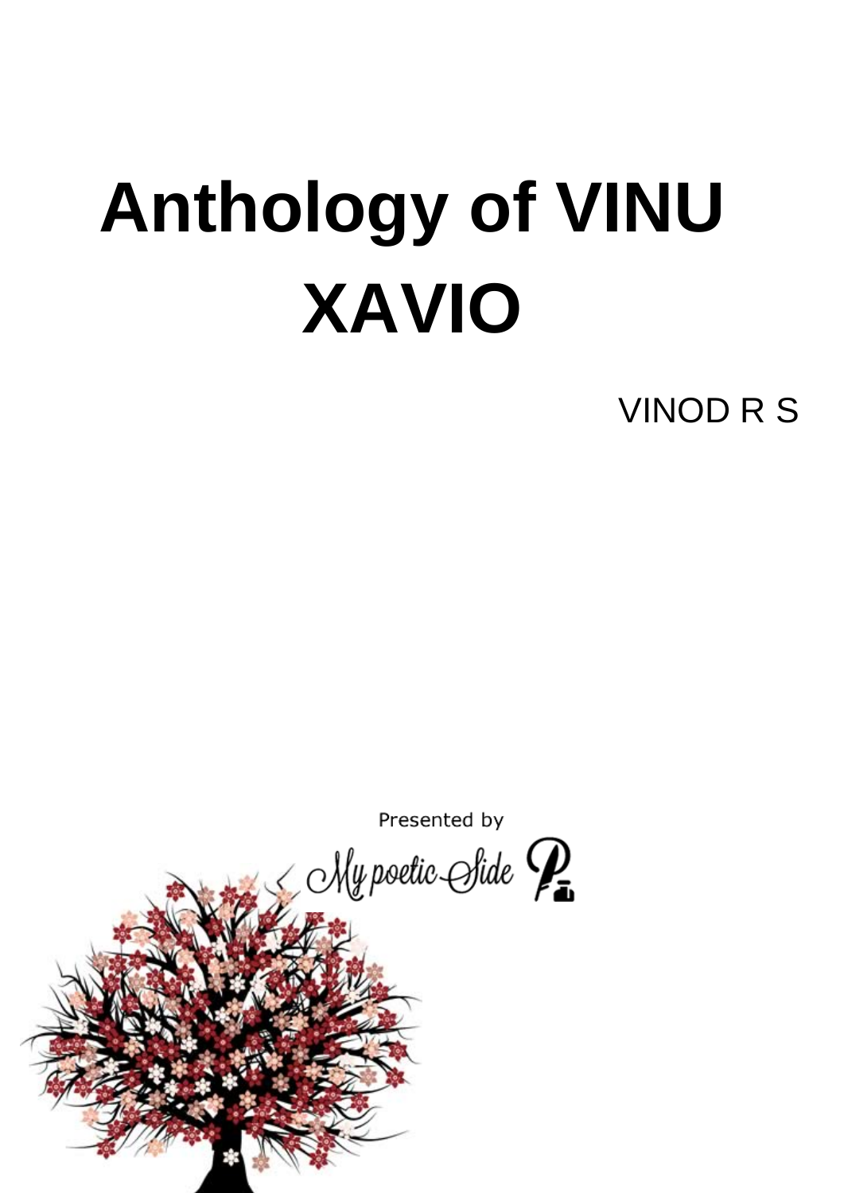# Anthology of VINU XAVIO

VINOD R S

Presented by

My poetic Side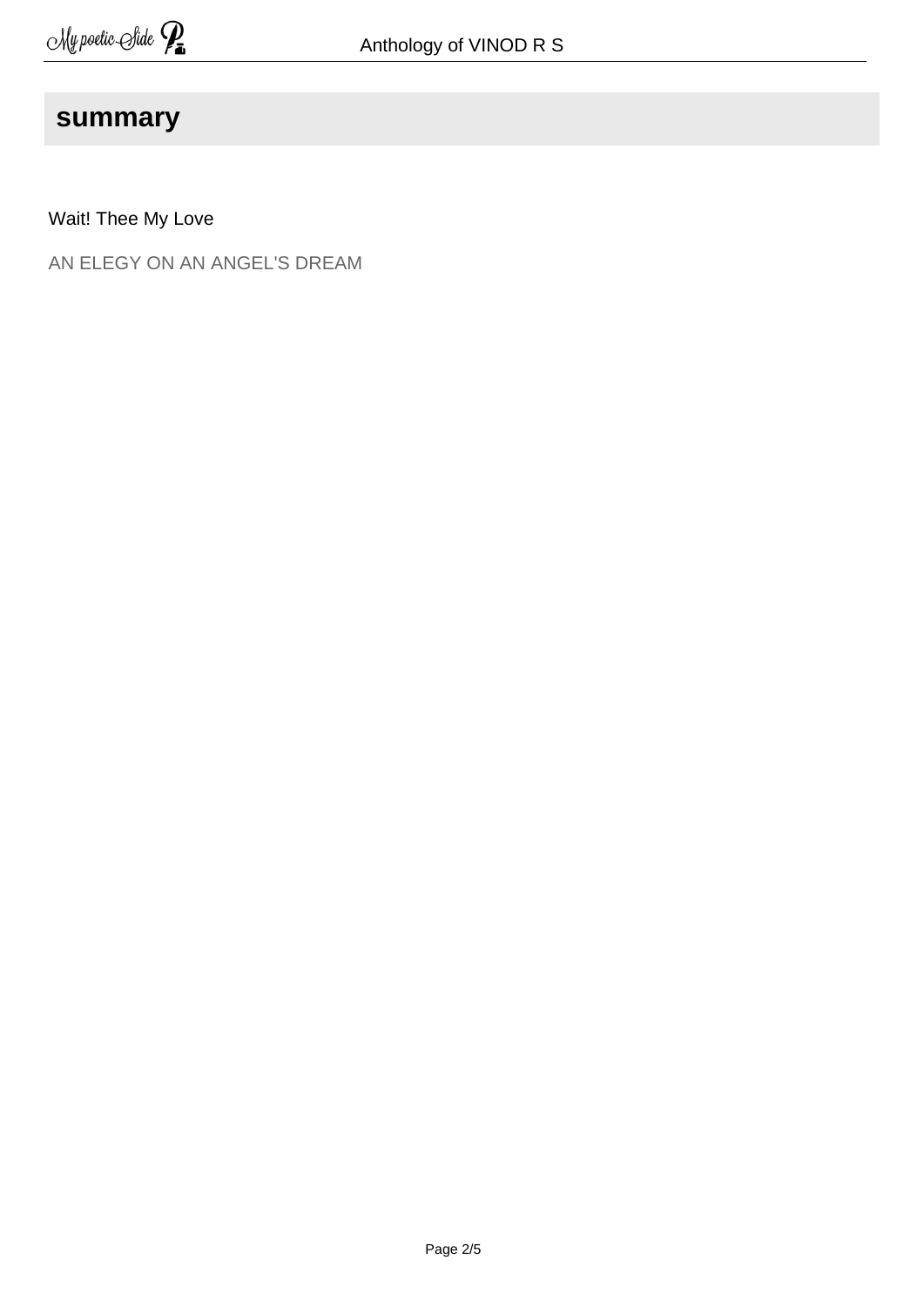## summary

Wait! Thee My Love

AN ELEGY ON AN ANGEL'S DREAM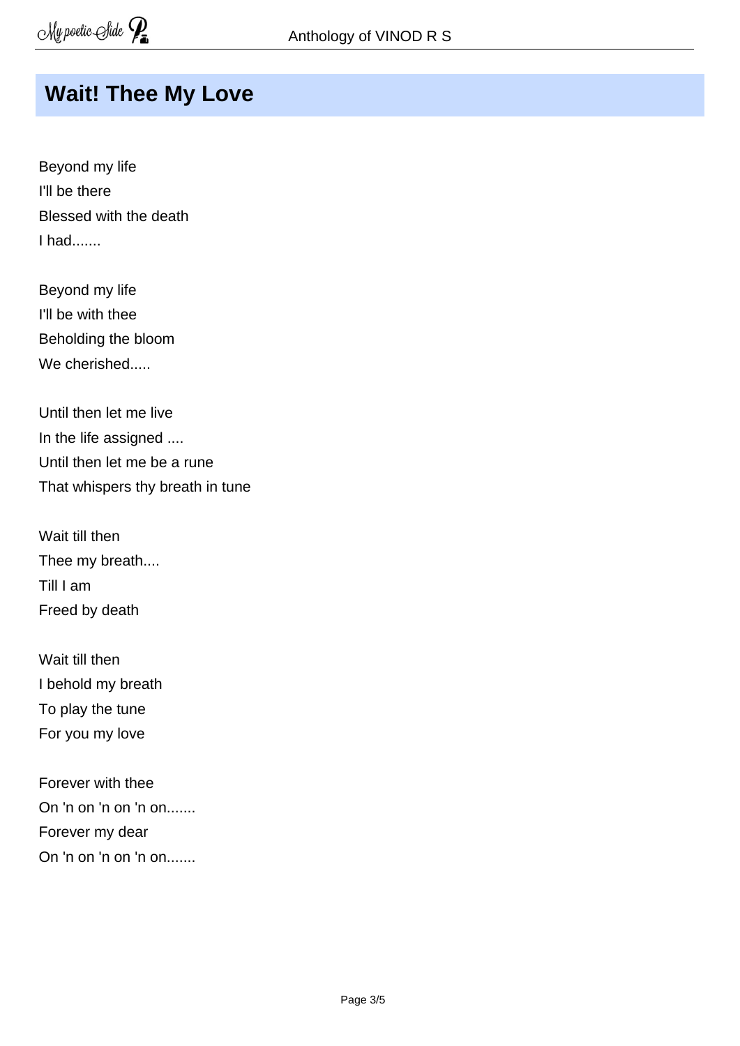## Wait! Thee My Love

Beyond my life  
I'll be there  
Blessed with the death  
I had.......

Beyond my life  
I'll be with thee  
Beholding the bloom  
We cherished.....

Until then let me live  
In the life assigned ....  
Until then let me be a rune  
That whispers thy breath in tune

Wait till then  
Thee my breath....  
Till I am  
Freed by death

Wait till then  
I behold my breath  
To play the tune  
For you my love

Forever with thee  
On 'n on 'n on 'n on.......  
Forever my dear  
On 'n on 'n on 'n on.......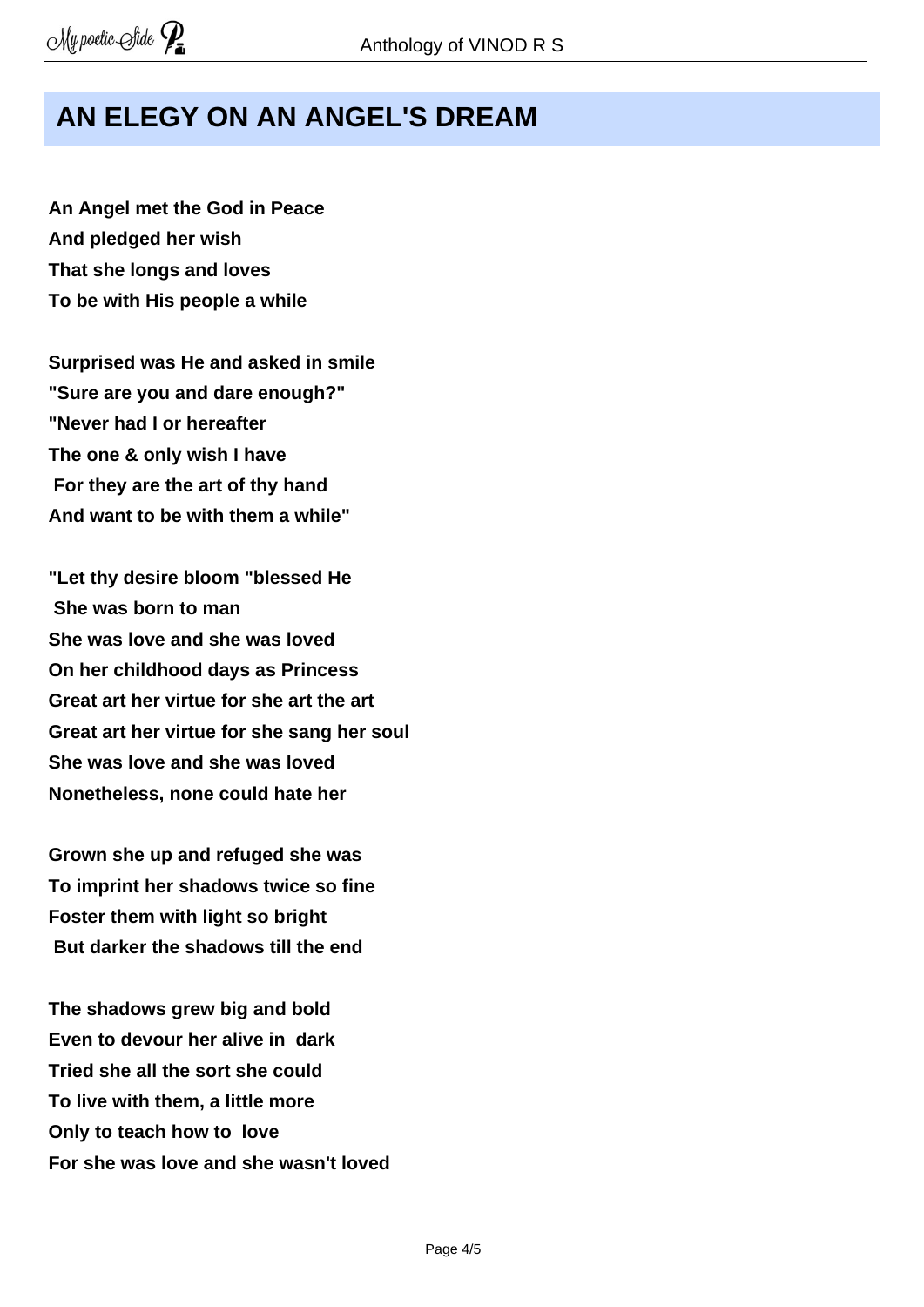## AN ELEGY ON AN ANGEL'S DREAM

**An Angel met the God in Peace**
**And pledged her wish**
**That she longs and loves**
**To be with His people a while**

**Surprised was He and asked in smile**
**"Sure are you and dare enough?"**
**"Never had I or hereafter**
**The one & only wish I have**
**For they are the art of thy hand**
**And want to be with them a while"**

**"Let thy desire bloom "blessed He**
**She was born to man**
**She was love and she was loved**
**On her childhood days as Princess**
**Great art her virtue for she art the art**
**Great art her virtue for she sang her soul**
**She was love and she was loved**
**Nonetheless, none could hate her**

**Grown she up and refuged she was**
**To imprint her shadows twice so fine**
**Foster them with light so bright**
**But darker the shadows till the end**

**The shadows grew big and bold**
**Even to devour her alive in dark**
**Tried she all the sort she could**
**To live with them, a little more**
**Only to teach how to love**
**For she was love and she wasn't loved**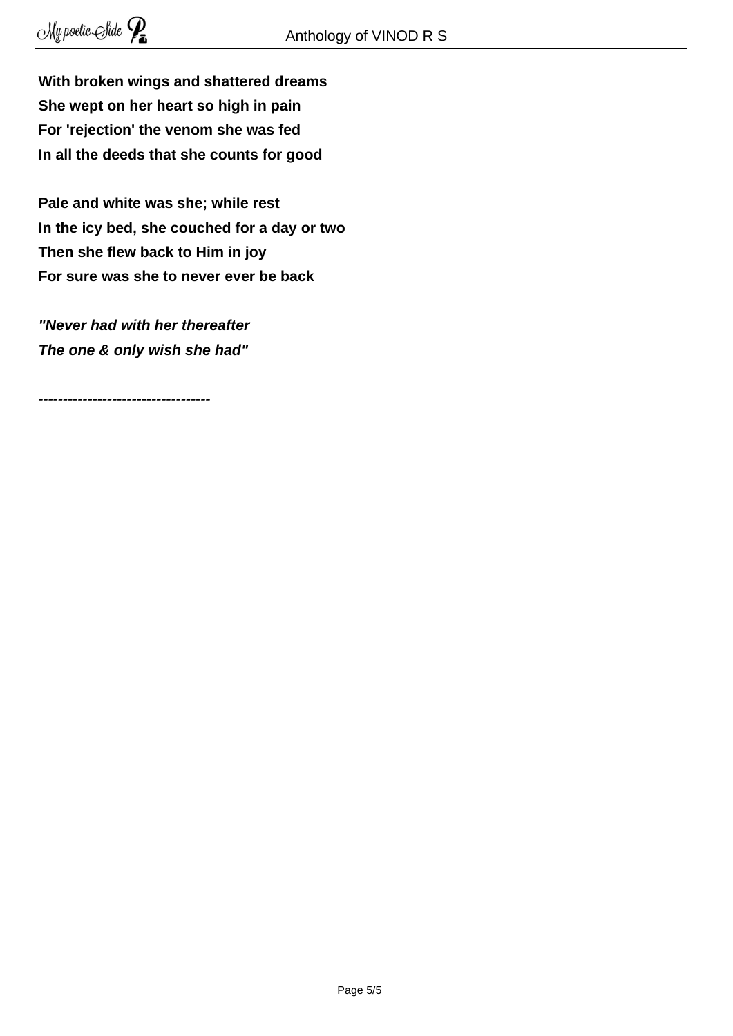**With broken wings and shattered dreams**
**She wept on her heart so high in pain**
**For 'rejection' the venom she was fed**
**In all the deeds that she counts for good**

**Pale and white was she; while rest**
**In the icy bed, she couched for a day or two**
**Then she flew back to Him in joy**
**For sure was she to never ever be back**

***"Never had with her thereafter***
***The one & only wish she had"***

***-----------------------------------***